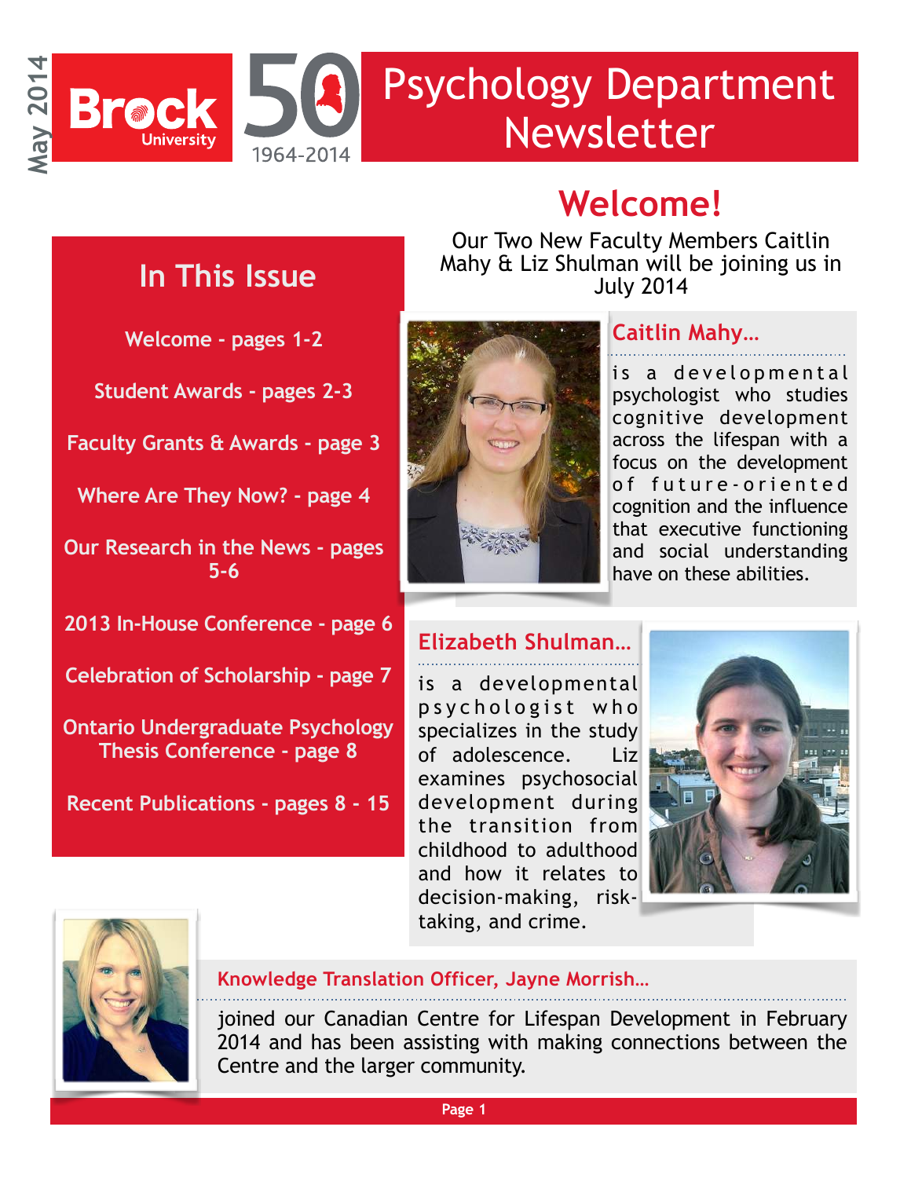May 2014

Brock University 50 1964-2014

# Psychology Department Newsletter

## In This Issue

- Welcome - pages 1-2
- Student Awards - pages 2-3
- Faculty Grants & Awards - page 3
- Where Are They Now? - page 4
- Our Research in the News - pages 5-6
- 2013 In-House Conference - page 6
- Celebration of Scholarship - page 7
- Ontario Undergraduate Psychology Thesis Conference - page 8
- Recent Publications - pages 8 - 15

## Welcome!

Our Two New Faculty Members Caitlin Mahy & Liz Shulman will be joining us in July 2014

### Caitlin Mahy...

is a developmental psychologist who studies cognitive development across the lifespan with a focus on the development of future-oriented cognition and the influence that executive functioning and social understanding have on these abilities.

### Elizabeth Shulman...

is a developmental psychologist who specializes in the study of adolescence. Liz examines psychosocial development during the transition from childhood to adulthood and how it relates to decision-making, risk-taking, and crime.

### Knowledge Translation Officer, Jayne Morrish...

joined our Canadian Centre for Lifespan Development in February 2014 and has been assisting with making connections between the Centre and the larger community.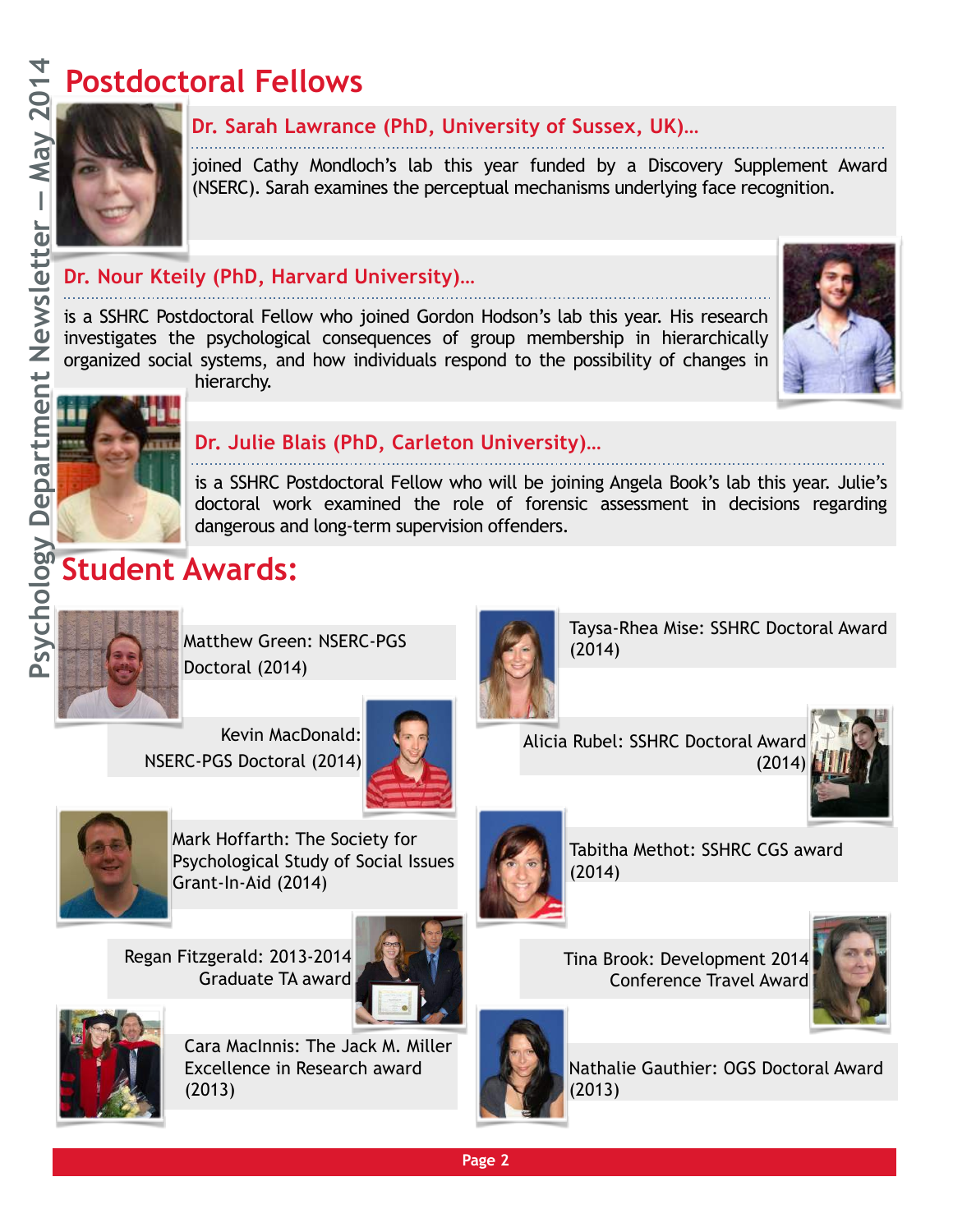# Postdoctoral Fellows

### Dr. Sarah Lawrance (PhD, University of Sussex, UK)…

joined Cathy Mondloch's lab this year funded by a Discovery Supplement Award (NSERC). Sarah examines the perceptual mechanisms underlying face recognition.

### Dr. Nour Kteily (PhD, Harvard University)…

is a SSHRC Postdoctoral Fellow who joined Gordon Hodson's lab this year. His research investigates the psychological consequences of group membership in hierarchically organized social systems, and how individuals respond to the possibility of changes in hierarchy.

### Dr. Julie Blais (PhD, Carleton University)…

is a SSHRC Postdoctoral Fellow who will be joining Angela Book's lab this year. Julie's doctoral work examined the role of forensic assessment in decisions regarding dangerous and long-term supervision offenders.

# Student Awards:

Matthew Green: NSERC-PGS Doctoral (2014)

Kevin MacDonald: NSERC-PGS Doctoral (2014)

Mark Hoffarth: The Society for Psychological Study of Social Issues Grant-In-Aid (2014)

Regan Fitzgerald: 2013-2014 Graduate TA award

Cara MacInnis: The Jack M. Miller Excellence in Research award (2013)

Taysa-Rhea Mise: SSHRC Doctoral Award (2014)

Alicia Rubel: SSHRC Doctoral Award (2014)

Tabitha Methot: SSHRC CGS award (2014)

Tina Brook: Development 2014 Conference Travel Award

Nathalie Gauthier: OGS Doctoral Award (2013)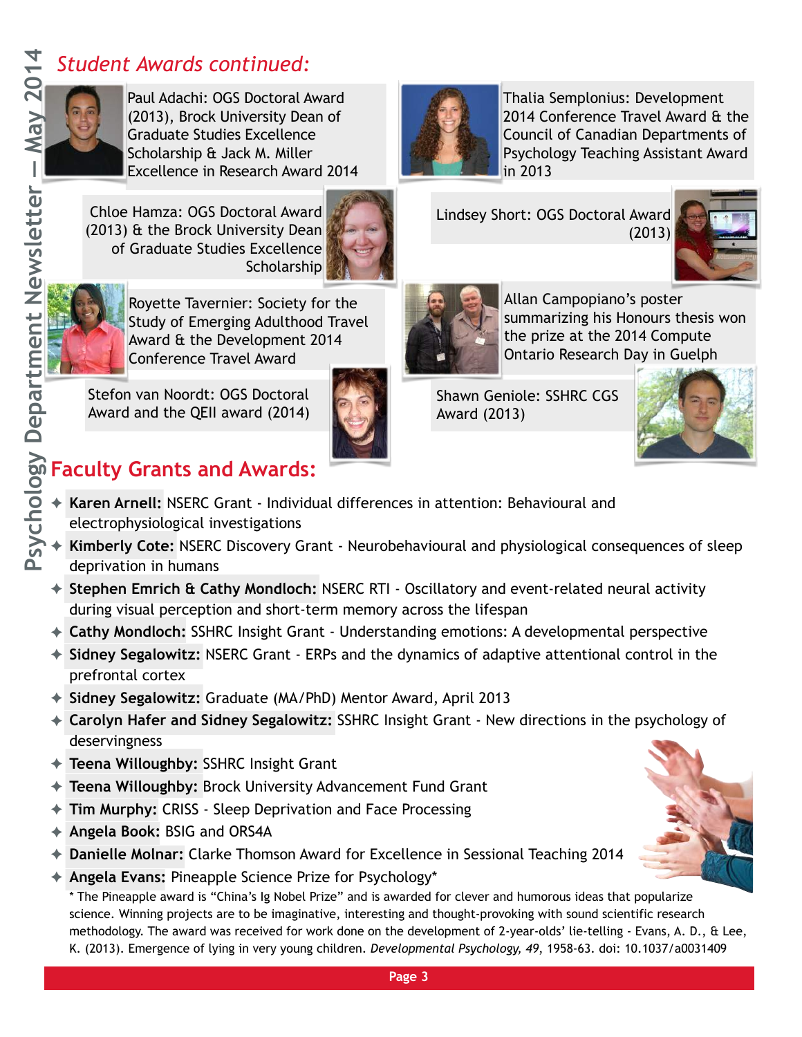## Student Awards continued:

Paul Adachi: OGS Doctoral Award (2013), Brock University Dean of Graduate Studies Excellence Scholarship & Jack M. Miller Excellence in Research Award 2014

Thalia Semplonius: Development 2014 Conference Travel Award & the Council of Canadian Departments of Psychology Teaching Assistant Award in 2013

Chloe Hamza: OGS Doctoral Award (2013) & the Brock University Dean of Graduate Studies Excellence Scholarship

Lindsey Short: OGS Doctoral Award (2013)

Royette Tavernier: Society for the Study of Emerging Adulthood Travel Award & the Development 2014 Conference Travel Award

Allan Campopiano's poster summarizing his Honours thesis won the prize at the 2014 Compute Ontario Research Day in Guelph

Stefon van Noordt: OGS Doctoral Award and the QEII award (2014)

Shawn Geniole: SSHRC CGS Award (2013)

## Faculty Grants and Awards:

- **Karen Arnell:** NSERC Grant - Individual differences in attention: Behavioural and electrophysiological investigations
- **Kimberly Cote:** NSERC Discovery Grant - Neurobehavioural and physiological consequences of sleep deprivation in humans
- **Stephen Emrich & Cathy Mondloch:** NSERC RTI - Oscillatory and event-related neural activity during visual perception and short-term memory across the lifespan
- **Cathy Mondloch:** SSHRC Insight Grant - Understanding emotions: A developmental perspective
- **Sidney Segalowitz:** NSERC Grant - ERPs and the dynamics of adaptive attentional control in the prefrontal cortex
- **Sidney Segalowitz:** Graduate (MA/PhD) Mentor Award, April 2013
- **Carolyn Hafer and Sidney Segalowitz:** SSHRC Insight Grant - New directions in the psychology of deservingness
- **Teena Willoughby:** SSHRC Insight Grant
- **Teena Willoughby:** Brock University Advancement Fund Grant
- **Tim Murphy:** CRISS - Sleep Deprivation and Face Processing
- **Angela Book:** BSIG and ORS4A
- **Danielle Molnar:** Clarke Thomson Award for Excellence in Sessional Teaching 2014
- **Angela Evans:** Pineapple Science Prize for Psychology*

  * The Pineapple award is "China's Ig Nobel Prize" and is awarded for clever and humorous ideas that popularize science. Winning projects are to be imaginative, interesting and thought-provoking with sound scientific research methodology. The award was received for work done on the development of 2-year-olds' lie-telling - Evans, A. D., & Lee, K. (2013). Emergence of lying in very young children. *Developmental Psychology, 49*, 1958-63. doi: 10.1037/a0031409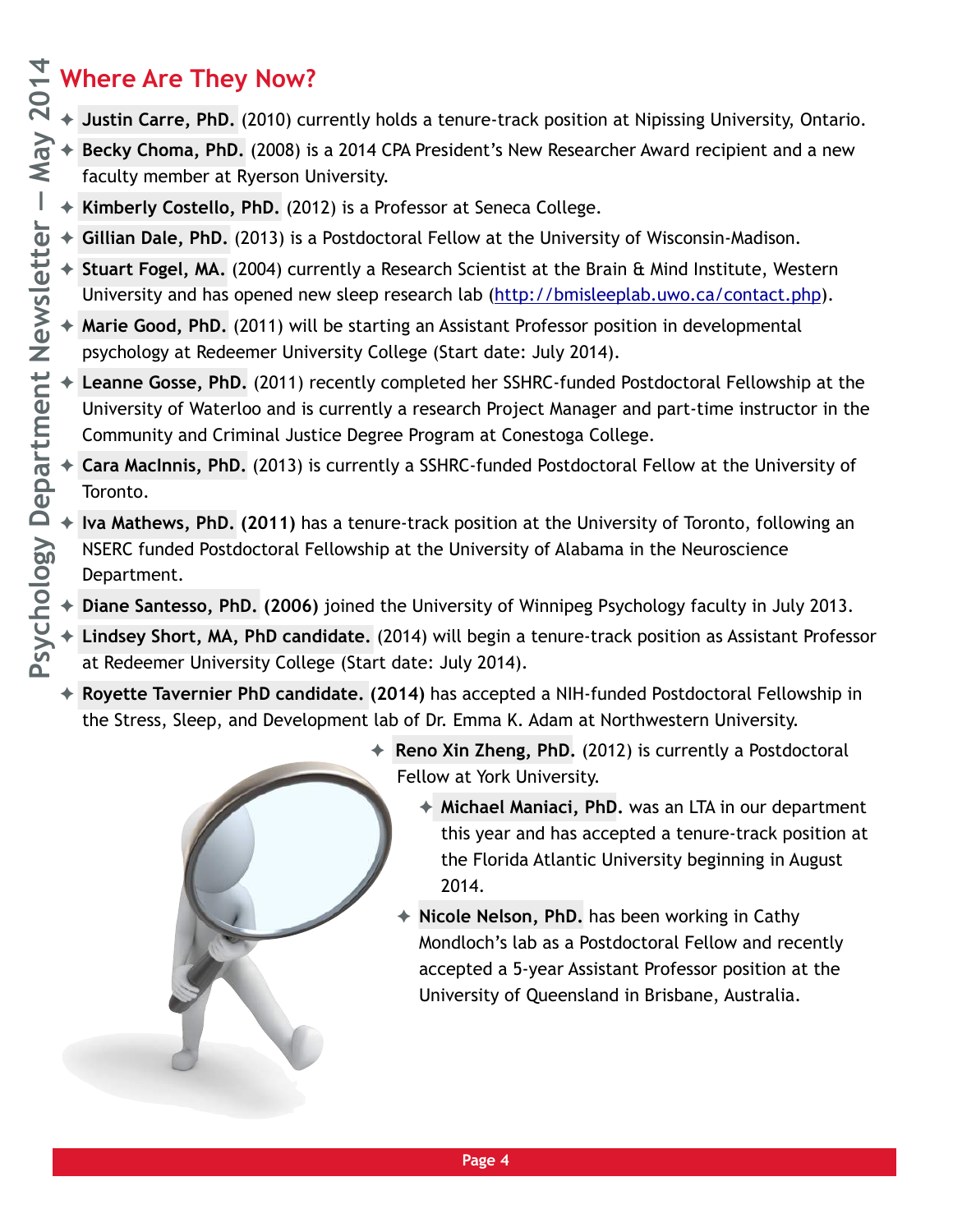# Where Are They Now?

- **Justin Carre, PhD.** (2010) currently holds a tenure-track position at Nipissing University, Ontario.
- **Becky Choma, PhD.** (2008) is a 2014 CPA President's New Researcher Award recipient and a new faculty member at Ryerson University.
- **Kimberly Costello, PhD.** (2012) is a Professor at Seneca College.
- **Gillian Dale, PhD.** (2013) is a Postdoctoral Fellow at the University of Wisconsin-Madison.
- **Stuart Fogel, MA.** (2004) currently a Research Scientist at the Brain & Mind Institute, Western University and has opened new sleep research lab (http://bmisleeplab.uwo.ca/contact.php).
- **Marie Good, PhD.** (2011) will be starting an Assistant Professor position in developmental psychology at Redeemer University College (Start date: July 2014).
- **Leanne Gosse, PhD.** (2011) recently completed her SSHRC-funded Postdoctoral Fellowship at the University of Waterloo and is currently a research Project Manager and part-time instructor in the Community and Criminal Justice Degree Program at Conestoga College.
- **Cara MacInnis, PhD.** (2013) is currently a SSHRC-funded Postdoctoral Fellow at the University of Toronto.
- **Iva Mathews, PhD. (2011)** has a tenure-track position at the University of Toronto, following an NSERC funded Postdoctoral Fellowship at the University of Alabama in the Neuroscience Department.
- **Diane Santesso, PhD. (2006)** joined the University of Winnipeg Psychology faculty in July 2013.
- **Lindsey Short, MA, PhD candidate.** (2014) will begin a tenure-track position as Assistant Professor at Redeemer University College (Start date: July 2014).
- **Royette Tavernier PhD candidate. (2014)** has accepted a NIH-funded Postdoctoral Fellowship in the Stress, Sleep, and Development lab of Dr. Emma K. Adam at Northwestern University.
- **Reno Xin Zheng, PhD.** (2012) is currently a Postdoctoral Fellow at York University.
- **Michael Maniaci, PhD.** was an LTA in our department this year and has accepted a tenure-track position at the Florida Atlantic University beginning in August 2014.
- **Nicole Nelson, PhD.** has been working in Cathy Mondloch's lab as a Postdoctoral Fellow and recently accepted a 5-year Assistant Professor position at the University of Queensland in Brisbane, Australia.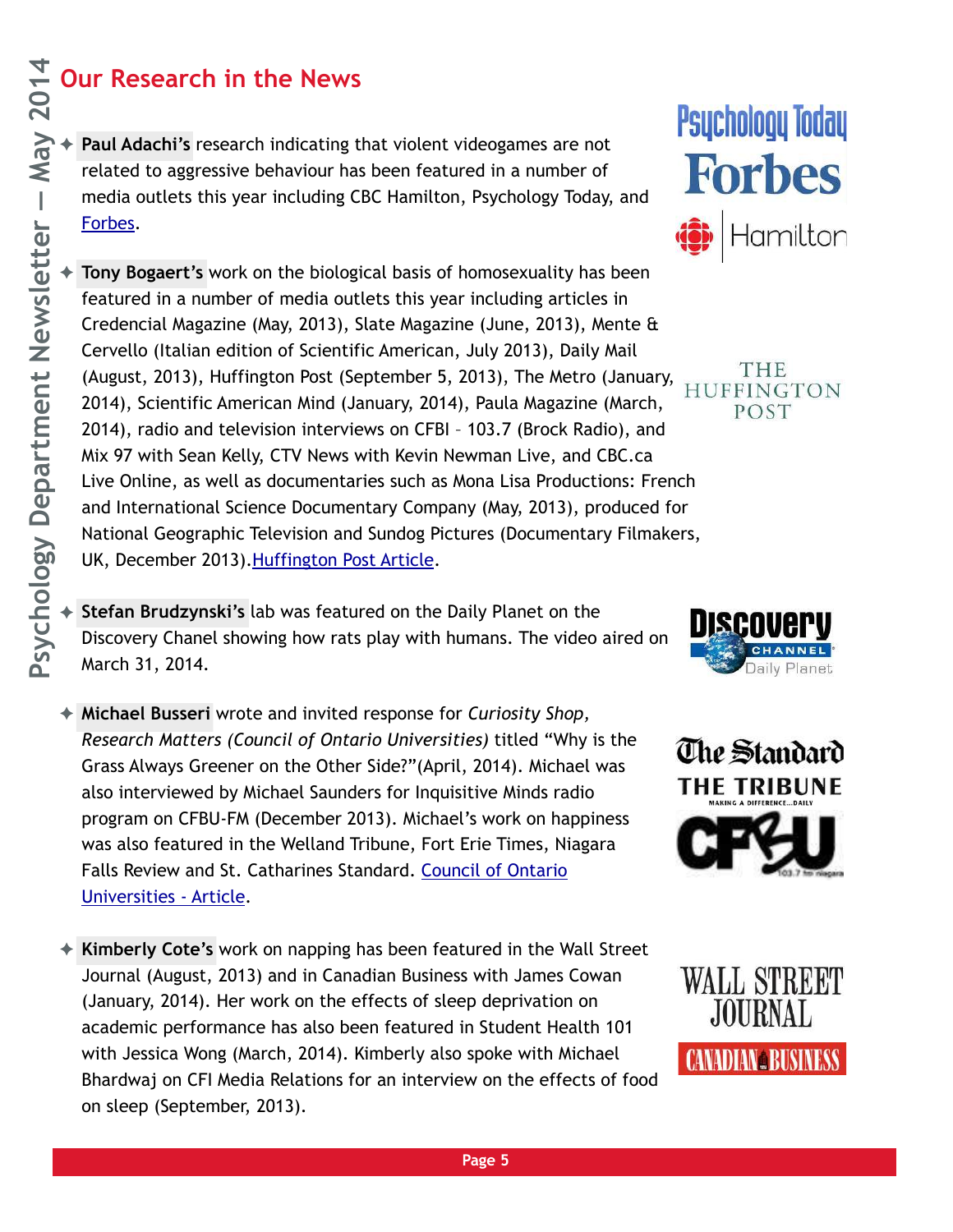## Our Research in the News

- **Paul Adachi's** research indicating that violent videogames are not related to aggressive behaviour has been featured in a number of media outlets this year including CBC Hamilton, Psychology Today, and Forbes.

- **Tony Bogaert's** work on the biological basis of homosexuality has been featured in a number of media outlets this year including articles in Credencial Magazine (May, 2013), Slate Magazine (June, 2013), Mente & Cervello (Italian edition of Scientific American, July 2013), Daily Mail (August, 2013), Huffington Post (September 5, 2013), The Metro (January, 2014), Scientific American Mind (January, 2014), Paula Magazine (March, 2014), radio and television interviews on CFBI – 103.7 (Brock Radio), and Mix 97 with Sean Kelly, CTV News with Kevin Newman Live, and CBC.ca Live Online, as well as documentaries such as Mona Lisa Productions: French and International Science Documentary Company (May, 2013), produced for National Geographic Television and Sundog Pictures (Documentary Filmakers, UK, December 2013).Huffington Post Article.

- **Stefan Brudzynski's** lab was featured on the Daily Planet on the Discovery Chanel showing how rats play with humans. The video aired on March 31, 2014.

- **Michael Busseri** wrote and invited response for *Curiosity Shop, Research Matters (Council of Ontario Universities)* titled "Why is the Grass Always Greener on the Other Side?"(April, 2014). Michael was also interviewed by Michael Saunders for Inquisitive Minds radio program on CFBU-FM (December 2013). Michael's work on happiness was also featured in the Welland Tribune, Fort Erie Times, Niagara Falls Review and St. Catharines Standard. Council of Ontario Universities - Article.

- **Kimberly Cote's** work on napping has been featured in the Wall Street Journal (August, 2013) and in Canadian Business with James Cowan (January, 2014). Her work on the effects of sleep deprivation on academic performance has also been featured in Student Health 101 with Jessica Wong (March, 2014). Kimberly also spoke with Michael Bhardwaj on CFI Media Relations for an interview on the effects of food on sleep (September, 2013).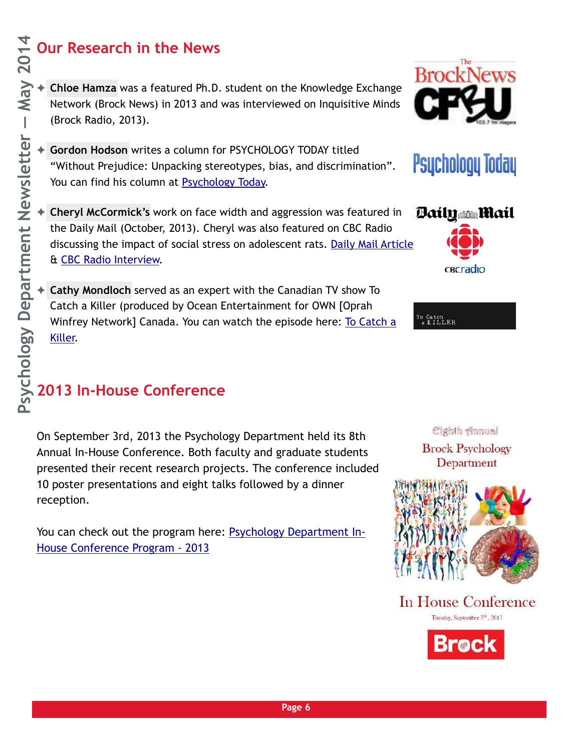## Our Research in the News

- **Chloe Hamza** was a featured Ph.D. student on the Knowledge Exchange Network (Brock News) in 2013 and was interviewed on Inquisitive Minds (Brock Radio, 2013).

- **Gordon Hodson** writes a column for PSYCHOLOGY TODAY titled "Without Prejudice: Unpacking stereotypes, bias, and discrimination". You can find his column at Psychology Today.

- **Cheryl McCormick's** work on face width and aggression was featured in the Daily Mail (October, 2013). Cheryl was also featured on CBC Radio discussing the impact of social stress on adolescent rats. Daily Mail Article & CBC Radio Interview.

- **Cathy Mondloch** served as an expert with the Canadian TV show To Catch a Killer (produced by Ocean Entertainment for OWN [Oprah Winfrey Network] Canada. You can watch the episode here: To Catch a Killer.

## 2013 In-House Conference

On September 3rd, 2013 the Psychology Department held its 8th Annual In-House Conference. Both faculty and graduate students presented their recent research projects. The conference included 10 poster presentations and eight talks followed by a dinner reception.

You can check out the program here: Psychology Department In-House Conference Program - 2013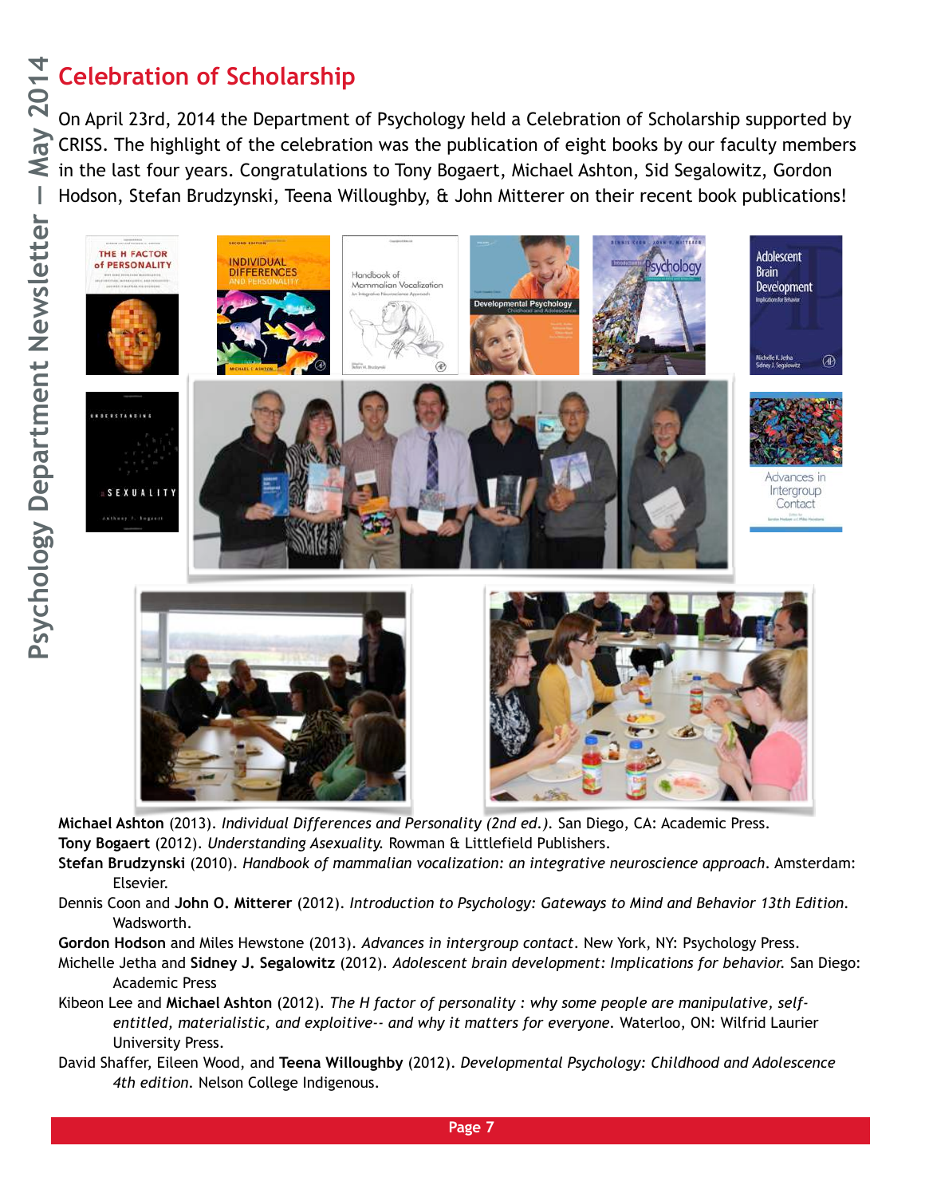## Celebration of Scholarship

On April 23rd, 2014 the Department of Psychology held a Celebration of Scholarship supported by CRISS. The highlight of the celebration was the publication of eight books by our faculty members in the last four years. Congratulations to Tony Bogaert, Michael Ashton, Sid Segalowitz, Gordon Hodson, Stefan Brudzynski, Teena Willoughby, & John Mitterer on their recent book publications!

**Michael Ashton** (2013). *Individual Differences and Personality (2nd ed.).* San Diego, CA: Academic Press.

**Tony Bogaert** (2012). *Understanding Asexuality.* Rowman & Littlefield Publishers.

**Stefan Brudzynski** (2010). *Handbook of mammalian vocalization: an integrative neuroscience approach*. Amsterdam: Elsevier.

Dennis Coon and **John O. Mitterer** (2012). *Introduction to Psychology: Gateways to Mind and Behavior 13th Edition.* Wadsworth.

**Gordon Hodson** and Miles Hewstone (2013). *Advances in intergroup contact*. New York, NY: Psychology Press.

Michelle Jetha and **Sidney J. Segalowitz** (2012). *Adolescent brain development: Implications for behavior.* San Diego: Academic Press

Kibeon Lee and **Michael Ashton** (2012). *The H factor of personality : why some people are manipulative, self-entitled, materialistic, and exploitive-- and why it matters for everyone.* Waterloo, ON: Wilfrid Laurier University Press.

David Shaffer, Eileen Wood, and **Teena Willoughby** (2012). *Developmental Psychology: Childhood and Adolescence 4th edition.* Nelson College Indigenous.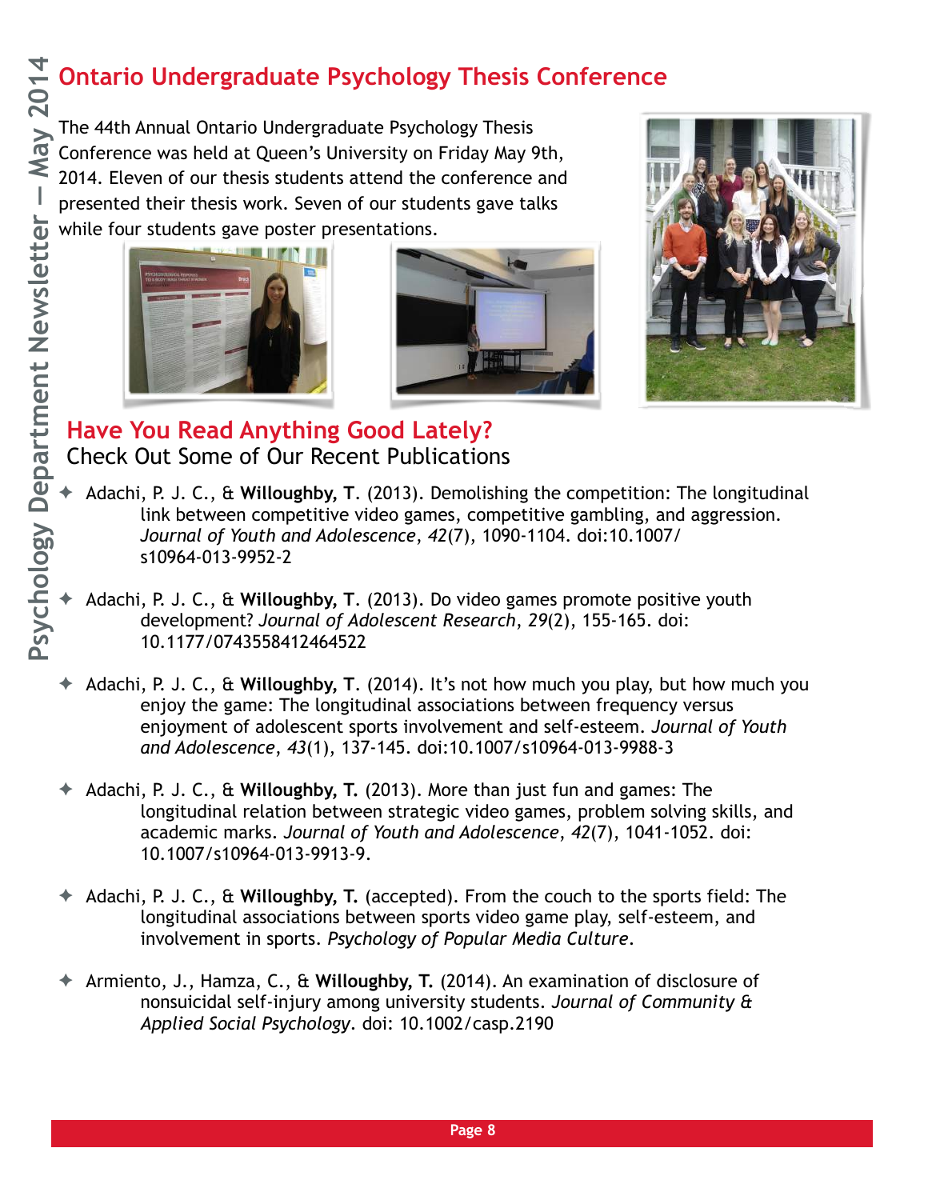## Ontario Undergraduate Psychology Thesis Conference

The 44th Annual Ontario Undergraduate Psychology Thesis Conference was held at Queen's University on Friday May 9th, 2014. Eleven of our thesis students attend the conference and presented their thesis work. Seven of our students gave talks while four students gave poster presentations.

## Have You Read Anything Good Lately?

### Check Out Some of Our Recent Publications

- Adachi, P. J. C., & **Willoughby, T**. (2013). Demolishing the competition: The longitudinal link between competitive video games, competitive gambling, and aggression. *Journal of Youth and Adolescence*, *42*(7), 1090-1104. doi:10.1007/s10964-013-9952-2

- Adachi, P. J. C., & **Willoughby, T**. (2013). Do video games promote positive youth development? *Journal of Adolescent Research*, *29*(2), 155-165. doi: 10.1177/0743558412464522

- Adachi, P. J. C., & **Willoughby, T**. (2014). It's not how much you play, but how much you enjoy the game: The longitudinal associations between frequency versus enjoyment of adolescent sports involvement and self-esteem. *Journal of Youth and Adolescence*, *43*(1), 137-145. doi:10.1007/s10964-013-9988-3

- Adachi, P. J. C., & **Willoughby, T.** (2013). More than just fun and games: The longitudinal relation between strategic video games, problem solving skills, and academic marks. *Journal of Youth and Adolescence*, *42*(7), 1041-1052. doi: 10.1007/s10964-013-9913-9.

- Adachi, P. J. C., & **Willoughby, T.** (accepted). From the couch to the sports field: The longitudinal associations between sports video game play, self-esteem, and involvement in sports. *Psychology of Popular Media Culture*.

- Armiento, J., Hamza, C., & **Willoughby, T.** (2014). An examination of disclosure of nonsuicidal self-injury among university students. *Journal of Community & Applied Social Psychology*. doi: 10.1002/casp.2190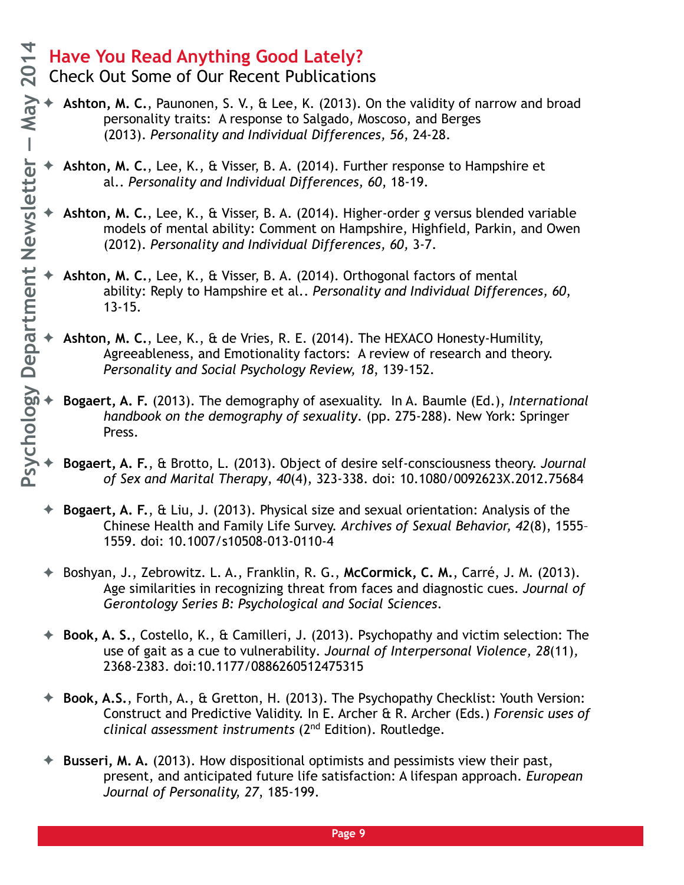## Have You Read Anything Good Lately?

Check Out Some of Our Recent Publications

- **Ashton, M. C.**, Paunonen, S. V., & Lee, K. (2013). On the validity of narrow and broad personality traits: A response to Salgado, Moscoso, and Berges (2013). *Personality and Individual Differences, 56*, 24-28.

- **Ashton, M. C.**, Lee, K., & Visser, B. A. (2014). Further response to Hampshire et al.. *Personality and Individual Differences, 60*, 18-19.

- **Ashton, M. C.**, Lee, K., & Visser, B. A. (2014). Higher-order *g* versus blended variable models of mental ability: Comment on Hampshire, Highfield, Parkin, and Owen (2012). *Personality and Individual Differences, 60,* 3-7.

- **Ashton, M. C.**, Lee, K., & Visser, B. A. (2014). Orthogonal factors of mental ability: Reply to Hampshire et al.. *Personality and Individual Differences, 60,* 13-15.

- **Ashton, M. C.**, Lee, K., & de Vries, R. E. (2014). The HEXACO Honesty-Humility, Agreeableness, and Emotionality factors: A review of research and theory. *Personality and Social Psychology Review, 18*, 139-152.

- **Bogaert, A. F.** (2013). The demography of asexuality. In A. Baumle (Ed.), *International handbook on the demography of sexuality*. (pp. 275-288). New York: Springer Press.

- **Bogaert, A. F.**, & Brotto, L. (2013). Object of desire self-consciousness theory. *Journal of Sex and Marital Therapy*, *40*(4), 323-338. doi: 10.1080/0092623X.2012.75684

- **Bogaert, A. F.**, & Liu, J. (2013). Physical size and sexual orientation: Analysis of the Chinese Health and Family Life Survey. *Archives of Sexual Behavior, 42*(8), 1555-1559. doi: 10.1007/s10508-013-0110-4

- Boshyan, J., Zebrowitz. L. A., Franklin, R. G., **McCormick, C. M.**, Carré, J. M. (2013). Age similarities in recognizing threat from faces and diagnostic cues. *Journal of Gerontology Series B: Psychological and Social Sciences*.

- **Book, A. S.**, Costello, K., & Camilleri, J. (2013). Psychopathy and victim selection: The use of gait as a cue to vulnerability. *Journal of Interpersonal Violence, 28*(11), 2368-2383. doi:10.1177/0886260512475315

- **Book, A.S.**, Forth, A., & Gretton, H. (2013). The Psychopathy Checklist: Youth Version: Construct and Predictive Validity. In E. Archer & R. Archer (Eds.) *Forensic uses of clinical assessment instruments* (2nd Edition). Routledge.

- **Busseri, M. A.** (2013). How dispositional optimists and pessimists view their past, present, and anticipated future life satisfaction: A lifespan approach. *European Journal of Personality, 27*, 185-199.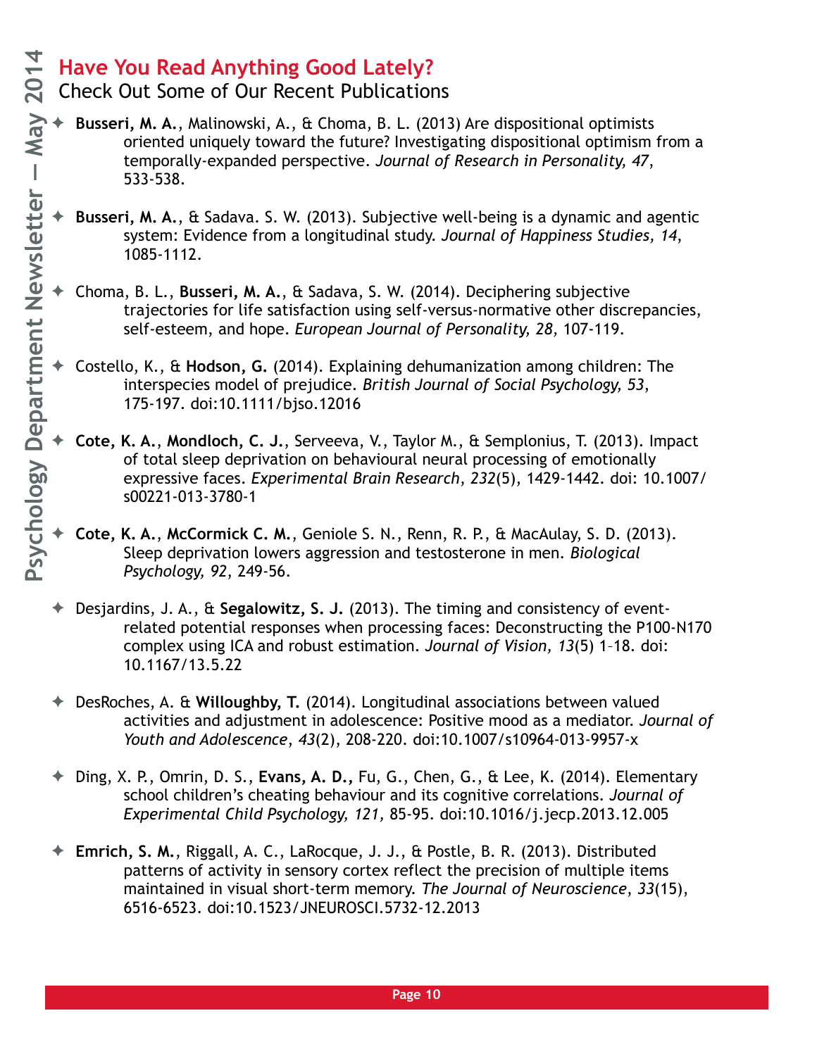## Have You Read Anything Good Lately?

### Check Out Some of Our Recent Publications

- **Busseri, M. A.**, Malinowski, A., & Choma, B. L. (2013) Are dispositional optimists oriented uniquely toward the future? Investigating dispositional optimism from a temporally-expanded perspective. *Journal of Research in Personality, 47*, 533-538.

- **Busseri, M. A.**, & Sadava. S. W. (2013). Subjective well-being is a dynamic and agentic system: Evidence from a longitudinal study. *Journal of Happiness Studies, 14*, 1085-1112.

- Choma, B. L., **Busseri, M. A.**, & Sadava, S. W. (2014). Deciphering subjective trajectories for life satisfaction using self-versus-normative other discrepancies, self-esteem, and hope. *European Journal of Personality, 28*, 107-119.

- Costello, K., & **Hodson, G.** (2014). Explaining dehumanization among children: The interspecies model of prejudice. *British Journal of Social Psychology, 53*, 175-197. doi:10.1111/bjso.12016

- **Cote, K. A.**, **Mondloch, C. J.**, Serveeva, V., Taylor M., & Semplonius, T. (2013). Impact of total sleep deprivation on behavioural neural processing of emotionally expressive faces. *Experimental Brain Research*, *232*(5), 1429-1442. doi: 10.1007/s00221-013-3780-1

- **Cote, K. A.**, **McCormick C. M.**, Geniole S. N., Renn, R. P., & MacAulay, S. D. (2013). Sleep deprivation lowers aggression and testosterone in men. *Biological Psychology, 92*, 249-56.

- Desjardins, J. A., & **Segalowitz, S. J.** (2013). The timing and consistency of event-related potential responses when processing faces: Deconstructing the P100-N170 complex using ICA and robust estimation. *Journal of Vision, 13*(5) 1–18. doi: 10.1167/13.5.22

- DesRoches, A. & **Willoughby, T.** (2014). Longitudinal associations between valued activities and adjustment in adolescence: Positive mood as a mediator. *Journal of Youth and Adolescence*, *43*(2), 208-220. doi:10.1007/s10964-013-9957-x

- Ding, X. P., Omrin, D. S., **Evans, A. D.,** Fu, G., Chen, G., & Lee, K. (2014). Elementary school children's cheating behaviour and its cognitive correlations. *Journal of Experimental Child Psychology, 121,* 85-95. doi:10.1016/j.jecp.2013.12.005

- **Emrich, S. M.**, Riggall, A. C., LaRocque, J. J., & Postle, B. R. (2013). Distributed patterns of activity in sensory cortex reflect the precision of multiple items maintained in visual short-term memory. *The Journal of Neuroscience*, *33*(15), 6516-6523. doi:10.1523/JNEUROSCI.5732-12.2013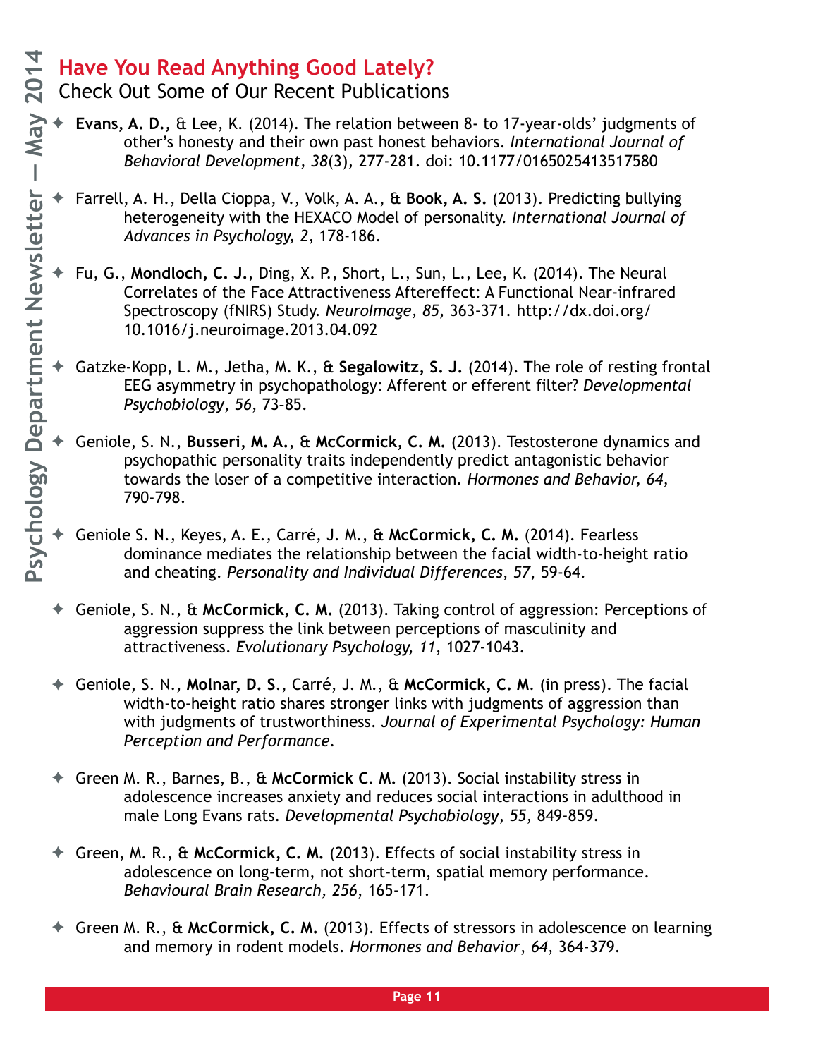## Have You Read Anything Good Lately?

### Check Out Some of Our Recent Publications

- **Evans, A. D.,** & Lee, K. (2014). The relation between 8- to 17-year-olds' judgments of other's honesty and their own past honest behaviors. *International Journal of Behavioral Development, 38*(3), 277-281. doi: 10.1177/0165025413517580

- Farrell, A. H., Della Cioppa, V., Volk, A. A., & **Book, A. S.** (2013). Predicting bullying heterogeneity with the HEXACO Model of personality. *International Journal of Advances in Psychology, 2*, 178-186.

- Fu, G., **Mondloch, C. J.**, Ding, X. P., Short, L., Sun, L., Lee, K. (2014). The Neural Correlates of the Face Attractiveness Aftereffect: A Functional Near-infrared Spectroscopy (fNIRS) Study. *NeuroImage, 85*, 363-371. http://dx.doi.org/10.1016/j.neuroimage.2013.04.092

- Gatzke-Kopp, L. M., Jetha, M. K., & **Segalowitz, S. J.** (2014). The role of resting frontal EEG asymmetry in psychopathology: Afferent or efferent filter? *Developmental Psychobiology*, *56*, 73–85.

- Geniole, S. N., **Busseri, M. A.**, & **McCormick, C. M.** (2013). Testosterone dynamics and psychopathic personality traits independently predict antagonistic behavior towards the loser of a competitive interaction. *Hormones and Behavior, 64*, 790-798.

- Geniole S. N., Keyes, A. E., Carré, J. M., & **McCormick, C. M.** (2014). Fearless dominance mediates the relationship between the facial width-to-height ratio and cheating. *Personality and Individual Differences*, *57*, 59-64.

- Geniole, S. N., & **McCormick, C. M.** (2013). Taking control of aggression: Perceptions of aggression suppress the link between perceptions of masculinity and attractiveness. *Evolutionary Psychology, 11*, 1027-1043.

- Geniole, S. N., **Molnar, D. S**., Carré, J. M., & **McCormick, C. M**. (in press). The facial width-to-height ratio shares stronger links with judgments of aggression than with judgments of trustworthiness. *Journal of Experimental Psychology: Human Perception and Performance*.

- Green M. R., Barnes, B., & **McCormick C. M.** (2013). Social instability stress in adolescence increases anxiety and reduces social interactions in adulthood in male Long Evans rats. *Developmental Psychobiology*, *55*, 849-859.

- Green, M. R., & **McCormick, C. M.** (2013). Effects of social instability stress in adolescence on long-term, not short-term, spatial memory performance. *Behavioural Brain Research, 256*, 165-171.

- Green M. R., & **McCormick, C. M.** (2013). Effects of stressors in adolescence on learning and memory in rodent models. *Hormones and Behavior, 64*, 364-379.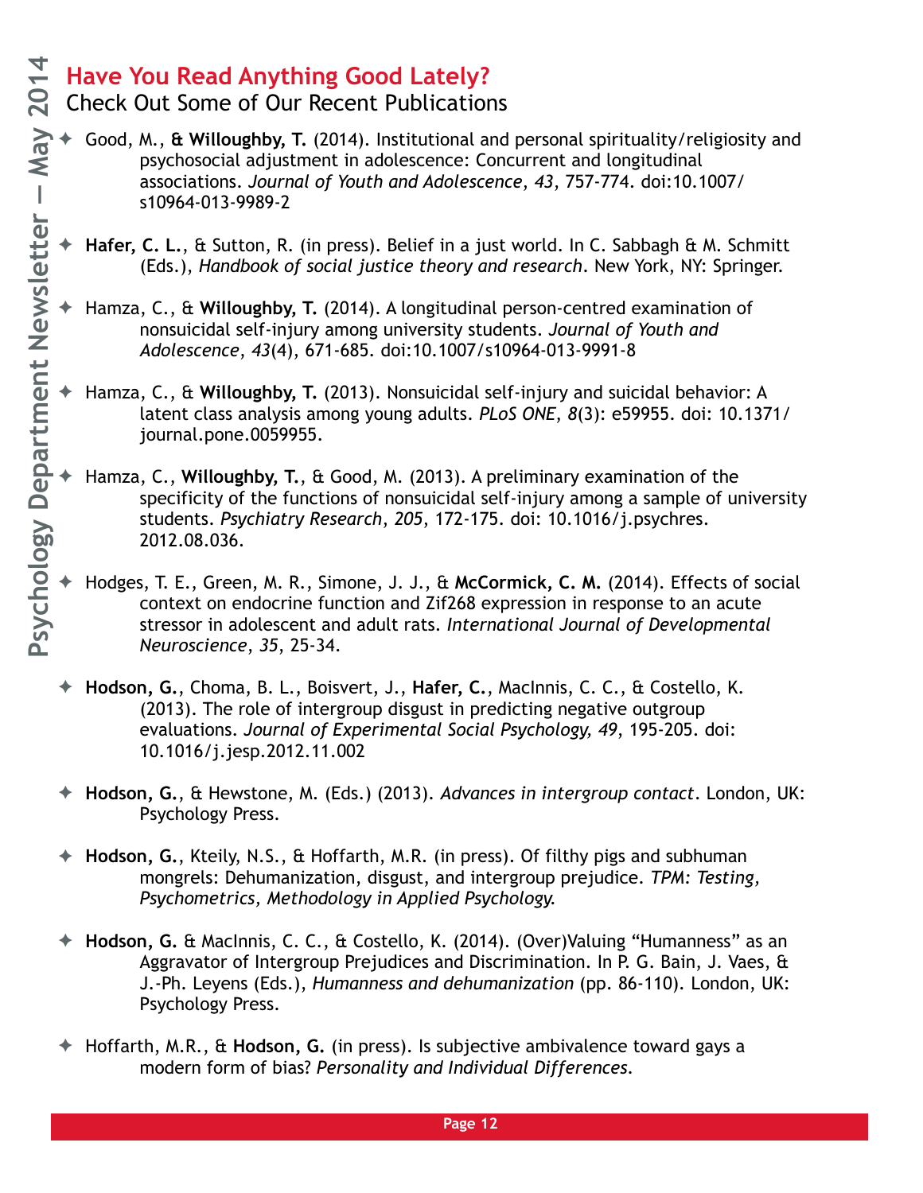## Have You Read Anything Good Lately?

### Check Out Some of Our Recent Publications

- Good, M., **& Willoughby, T.** (2014). Institutional and personal spirituality/religiosity and psychosocial adjustment in adolescence: Concurrent and longitudinal associations. *Journal of Youth and Adolescence*, *43*, 757-774. doi:10.1007/s10964-013-9989-2
- **Hafer, C. L.**, & Sutton, R. (in press). Belief in a just world. In C. Sabbagh & M. Schmitt (Eds.), *Handbook of social justice theory and research*. New York, NY: Springer.
- Hamza, C., & **Willoughby, T.** (2014). A longitudinal person-centred examination of nonsuicidal self-injury among university students. *Journal of Youth and Adolescence*, *43*(4), 671-685. doi:10.1007/s10964-013-9991-8
- Hamza, C., & **Willoughby, T.** (2013). Nonsuicidal self-injury and suicidal behavior: A latent class analysis among young adults. *PLoS ONE*, *8*(3): e59955. doi: 10.1371/journal.pone.0059955.
- Hamza, C., **Willoughby, T.**, & Good, M. (2013). A preliminary examination of the specificity of the functions of nonsuicidal self-injury among a sample of university students. *Psychiatry Research*, *205*, 172-175. doi: 10.1016/j.psychres.2012.08.036.
- Hodges, T. E., Green, M. R., Simone, J. J., & **McCormick, C. M.** (2014). Effects of social context on endocrine function and Zif268 expression in response to an acute stressor in adolescent and adult rats. *International Journal of Developmental Neuroscience*, *35*, 25-34.
- **Hodson, G.**, Choma, B. L., Boisvert, J., **Hafer, C.**, MacInnis, C. C., & Costello, K. (2013). The role of intergroup disgust in predicting negative outgroup evaluations. *Journal of Experimental Social Psychology, 49*, 195-205. doi: 10.1016/j.jesp.2012.11.002
- **Hodson, G.**, & Hewstone, M. (Eds.) (2013). *Advances in intergroup contact*. London, UK: Psychology Press.
- **Hodson, G.**, Kteily, N.S., & Hoffarth, M.R. (in press). Of filthy pigs and subhuman mongrels: Dehumanization, disgust, and intergroup prejudice. *TPM: Testing, Psychometrics, Methodology in Applied Psychology.*
- **Hodson, G.** & MacInnis, C. C., & Costello, K. (2014). (Over)Valuing "Humanness" as an Aggravator of Intergroup Prejudices and Discrimination. In P. G. Bain, J. Vaes, & J.-Ph. Leyens (Eds.), *Humanness and dehumanization* (pp. 86-110). London, UK: Psychology Press.
- Hoffarth, M.R., & **Hodson, G.** (in press). Is subjective ambivalence toward gays a modern form of bias? *Personality and Individual Differences*.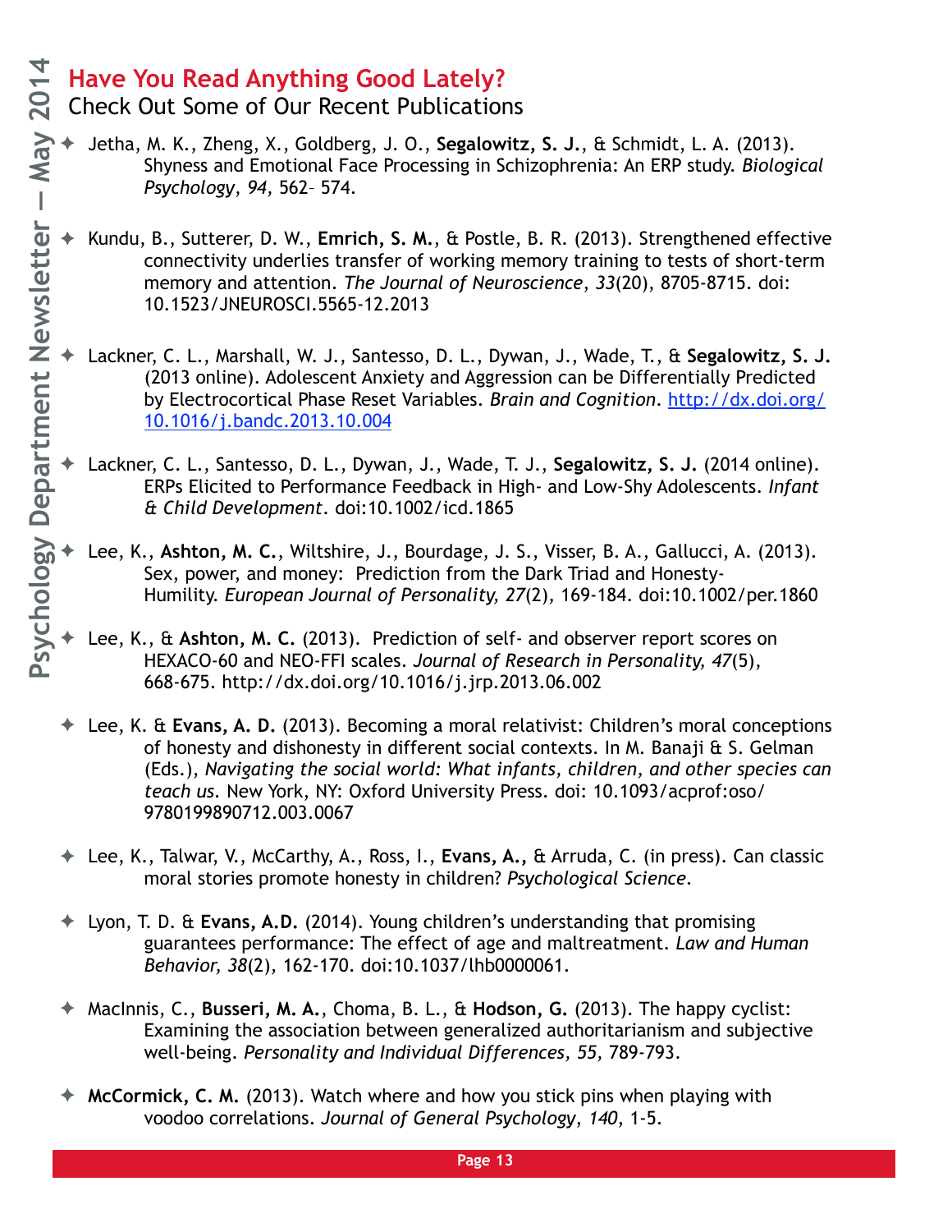## Have You Read Anything Good Lately?

### Check Out Some of Our Recent Publications

- Jetha, M. K., Zheng, X., Goldberg, J. O., **Segalowitz, S. J.**, & Schmidt, L. A. (2013). Shyness and Emotional Face Processing in Schizophrenia: An ERP study. *Biological Psychology*, *94,* 562– 574.

- Kundu, B., Sutterer, D. W., **Emrich, S. M.**, & Postle, B. R. (2013). Strengthened effective connectivity underlies transfer of working memory training to tests of short-term memory and attention. *The Journal of Neuroscience*, *33*(20), 8705-8715. doi: 10.1523/JNEUROSCI.5565-12.2013

- Lackner, C. L., Marshall, W. J., Santesso, D. L., Dywan, J., Wade, T., & **Segalowitz, S. J.** (2013 online). Adolescent Anxiety and Aggression can be Differentially Predicted by Electrocortical Phase Reset Variables. *Brain and Cognition*. http://dx.doi.org/10.1016/j.bandc.2013.10.004

- Lackner, C. L., Santesso, D. L., Dywan, J., Wade, T. J., **Segalowitz, S. J.** (2014 online). ERPs Elicited to Performance Feedback in High- and Low-Shy Adolescents. *Infant & Child Development*. doi:10.1002/icd.1865

- Lee, K., **Ashton, M. C.**, Wiltshire, J., Bourdage, J. S., Visser, B. A., Gallucci, A. (2013). Sex, power, and money: Prediction from the Dark Triad and Honesty-Humility. *European Journal of Personality, 27*(2), 169-184. doi:10.1002/per.1860

- Lee, K., & **Ashton, M. C.** (2013). Prediction of self- and observer report scores on HEXACO-60 and NEO-FFI scales. *Journal of Research in Personality, 47*(5), 668-675. http://dx.doi.org/10.1016/j.jrp.2013.06.002

- Lee, K. & **Evans, A. D.** (2013). Becoming a moral relativist: Children's moral conceptions of honesty and dishonesty in different social contexts. In M. Banaji & S. Gelman (Eds.), *Navigating the social world: What infants, children, and other species can teach us*. New York, NY: Oxford University Press. doi: 10.1093/acprof:oso/9780199890712.003.0067

- Lee, K., Talwar, V., McCarthy, A., Ross, I., **Evans, A.,** & Arruda, C. (in press). Can classic moral stories promote honesty in children? *Psychological Science*.

- Lyon, T. D. & **Evans, A.D.** (2014). Young children's understanding that promising guarantees performance: The effect of age and maltreatment. *Law and Human Behavior, 38*(2), 162-170. doi:10.1037/lhb0000061.

- MacInnis, C., **Busseri, M. A.**, Choma, B. L., & **Hodson, G.** (2013). The happy cyclist: Examining the association between generalized authoritarianism and subjective well-being. *Personality and Individual Differences, 55,* 789-793.

- **McCormick, C. M.** (2013). Watch where and how you stick pins when playing with voodoo correlations. *Journal of General Psychology*, *140*, 1-5.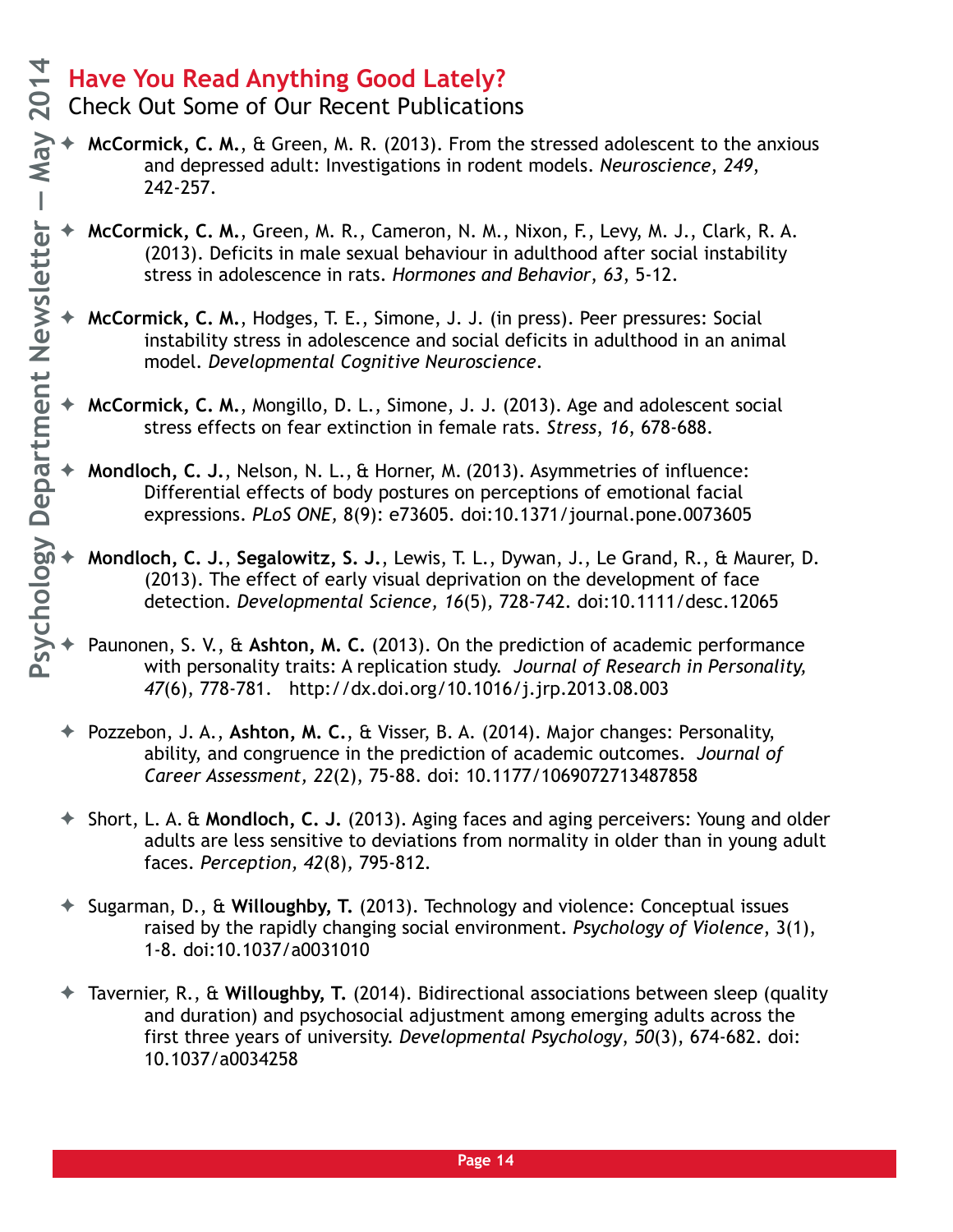## Have You Read Anything Good Lately?

### Check Out Some of Our Recent Publications

- **McCormick, C. M.**, & Green, M. R. (2013). From the stressed adolescent to the anxious and depressed adult: Investigations in rodent models. *Neuroscience*, *249*, 242-257.

- **McCormick, C. M.**, Green, M. R., Cameron, N. M., Nixon, F., Levy, M. J., Clark, R. A. (2013). Deficits in male sexual behaviour in adulthood after social instability stress in adolescence in rats. *Hormones and Behavior*, *63*, 5-12.

- **McCormick, C. M.**, Hodges, T. E., Simone, J. J. (in press). Peer pressures: Social instability stress in adolescence and social deficits in adulthood in an animal model. *Developmental Cognitive Neuroscience*.

- **McCormick, C. M.**, Mongillo, D. L., Simone, J. J. (2013). Age and adolescent social stress effects on fear extinction in female rats. *Stress*, *16*, 678-688.

- **Mondloch, C. J.**, Nelson, N. L., & Horner, M. (2013). Asymmetries of influence: Differential effects of body postures on perceptions of emotional facial expressions. *PLoS ONE*, 8(9): e73605. doi:10.1371/journal.pone.0073605

- **Mondloch, C. J.**, **Segalowitz, S. J.**, Lewis, T. L., Dywan, J., Le Grand, R., & Maurer, D. (2013). The effect of early visual deprivation on the development of face detection. *Developmental Science*, *16*(5), 728-742. doi:10.1111/desc.12065

- Paunonen, S. V., & **Ashton, M. C.** (2013). On the prediction of academic performance with personality traits: A replication study. *Journal of Research in Personality*, *47*(6), 778-781. http://dx.doi.org/10.1016/j.jrp.2013.08.003

- Pozzebon, J. A., **Ashton, M. C.**, & Visser, B. A. (2014). Major changes: Personality, ability, and congruence in the prediction of academic outcomes. *Journal of Career Assessment*, *22*(2), 75-88. doi: 10.1177/1069072713487858

- Short, L. A. & **Mondloch, C. J.** (2013). Aging faces and aging perceivers: Young and older adults are less sensitive to deviations from normality in older than in young adult faces. *Perception*, *42*(8), 795-812.

- Sugarman, D., & **Willoughby, T.** (2013). Technology and violence: Conceptual issues raised by the rapidly changing social environment. *Psychology of Violence*, 3(1), 1-8. doi:10.1037/a0031010

- Tavernier, R., & **Willoughby, T.** (2014). Bidirectional associations between sleep (quality and duration) and psychosocial adjustment among emerging adults across the first three years of university. *Developmental Psychology*, *50*(3), 674-682. doi: 10.1037/a0034258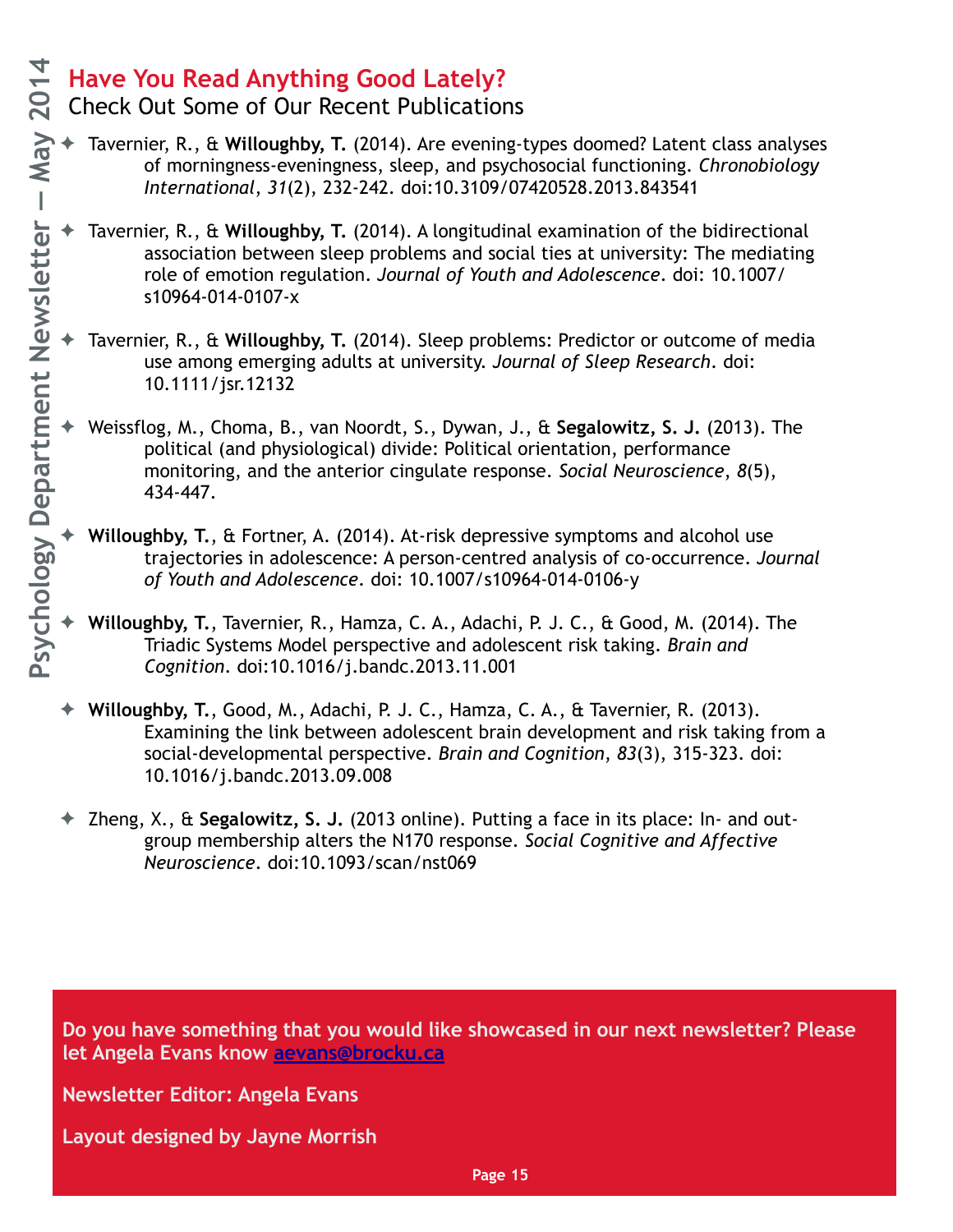## Have You Read Anything Good Lately?

### Check Out Some of Our Recent Publications

- Tavernier, R., & **Willoughby, T.** (2014). Are evening-types doomed? Latent class analyses of morningness-eveningness, sleep, and psychosocial functioning. *Chronobiology International*, *31*(2), 232-242. doi:10.3109/07420528.2013.843541

- Tavernier, R., & **Willoughby, T.** (2014). A longitudinal examination of the bidirectional association between sleep problems and social ties at university: The mediating role of emotion regulation. *Journal of Youth and Adolescence*. doi: 10.1007/s10964-014-0107-x

- Tavernier, R., & **Willoughby, T.** (2014). Sleep problems: Predictor or outcome of media use among emerging adults at university. *Journal of Sleep Research*. doi: 10.1111/jsr.12132

- Weissflog, M., Choma, B., van Noordt, S., Dywan, J., & **Segalowitz, S. J.** (2013). The political (and physiological) divide: Political orientation, performance monitoring, and the anterior cingulate response. *Social Neuroscience*, *8*(5), 434-447.

- **Willoughby, T.**, & Fortner, A. (2014). At-risk depressive symptoms and alcohol use trajectories in adolescence: A person-centred analysis of co-occurrence. *Journal of Youth and Adolescence*. doi: 10.1007/s10964-014-0106-y

- **Willoughby, T.**, Tavernier, R., Hamza, C. A., Adachi, P. J. C., & Good, M. (2014). The Triadic Systems Model perspective and adolescent risk taking. *Brain and Cognition*. doi:10.1016/j.bandc.2013.11.001

- **Willoughby, T.**, Good, M., Adachi, P. J. C., Hamza, C. A., & Tavernier, R. (2013). Examining the link between adolescent brain development and risk taking from a social-developmental perspective. *Brain and Cognition*, *83*(3), 315-323. doi: 10.1016/j.bandc.2013.09.008

- Zheng, X., & **Segalowitz, S. J.** (2013 online). Putting a face in its place: In- and out-group membership alters the N170 response. *Social Cognitive and Affective Neuroscience*. doi:10.1093/scan/nst069

**Do you have something that you would like showcased in our next newsletter? Please let Angela Evans know aevans@brocku.ca**

**Newsletter Editor: Angela Evans**

**Layout designed by Jayne Morrish**